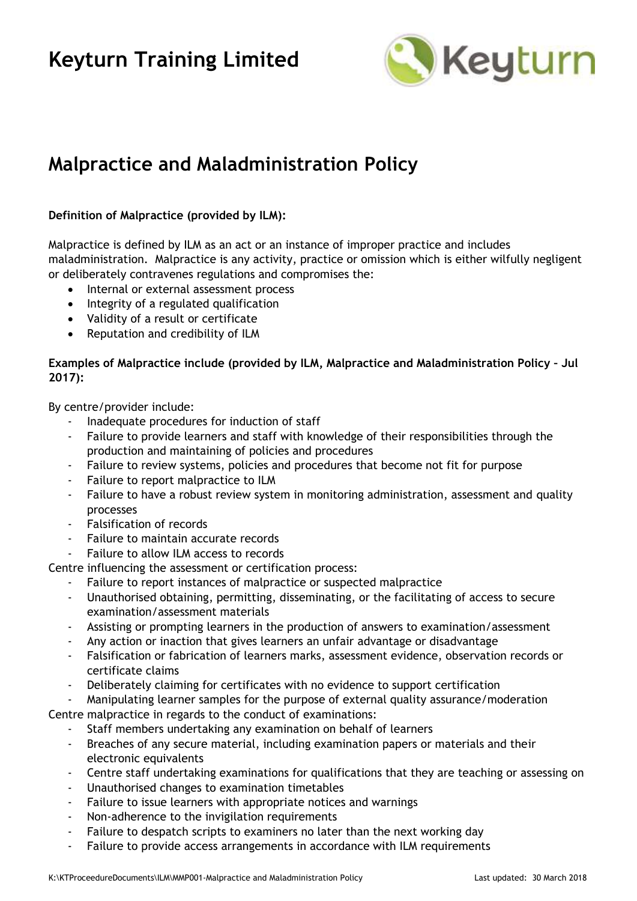# Keyturn Training Limited

## Malpractice and Maladministration Policy

**Definition of Malpractice (provided by ILM):**

Malpractice is defined by ILM as an act or an instance of improper practice and includes maladministration. Malpractice is any activity, practice or omission which is either wilfully negligent or deliberately contravenes regulations and compromises the:

- Internal or external assessment process
- Integrity of a regulated qualification
- Validity of a result or certificate
- Reputation and credibility of ILM

**Examples of Malpractice include (provided by ILM, Malpractice and Maladministration Policy – Jul 2017):**

By centre/provider include:

- Inadequate procedures for induction of staff
- Failure to provide learners and staff with knowledge of their responsibilities through the production and maintaining of policies and procedures
- Failure to review systems, policies and procedures that become not fit for purpose
- Failure to report malpractice to ILM
- Failure to have a robust review system in monitoring administration, assessment and quality processes
- Falsification of records
- Failure to maintain accurate records
- Failure to allow ILM access to records

Centre influencing the assessment or certification process:

- Failure to report instances of malpractice or suspected malpractice
- Unauthorised obtaining, permitting, disseminating, or the facilitating of access to secure examination/assessment materials
- Assisting or prompting learners in the production of answers to examination/assessment
- Any action or inaction that gives learners an unfair advantage or disadvantage
- Falsification or fabrication of learners marks, assessment evidence, observation records or certificate claims
- Deliberately claiming for certificates with no evidence to support certification
- Manipulating learner samples for the purpose of external quality assurance/moderation

Centre malpractice in regards to the conduct of examinations:

- Staff members undertaking any examination on behalf of learners
- Breaches of any secure material, including examination papers or materials and their electronic equivalents
- Centre staff undertaking examinations for qualifications that they are teaching or assessing on
- Unauthorised changes to examination timetables
- Failure to issue learners with appropriate notices and warnings
- Non-adherence to the invigilation requirements
- Failure to despatch scripts to examiners no later than the next working day
- Failure to provide access arrangements in accordance with ILM requirements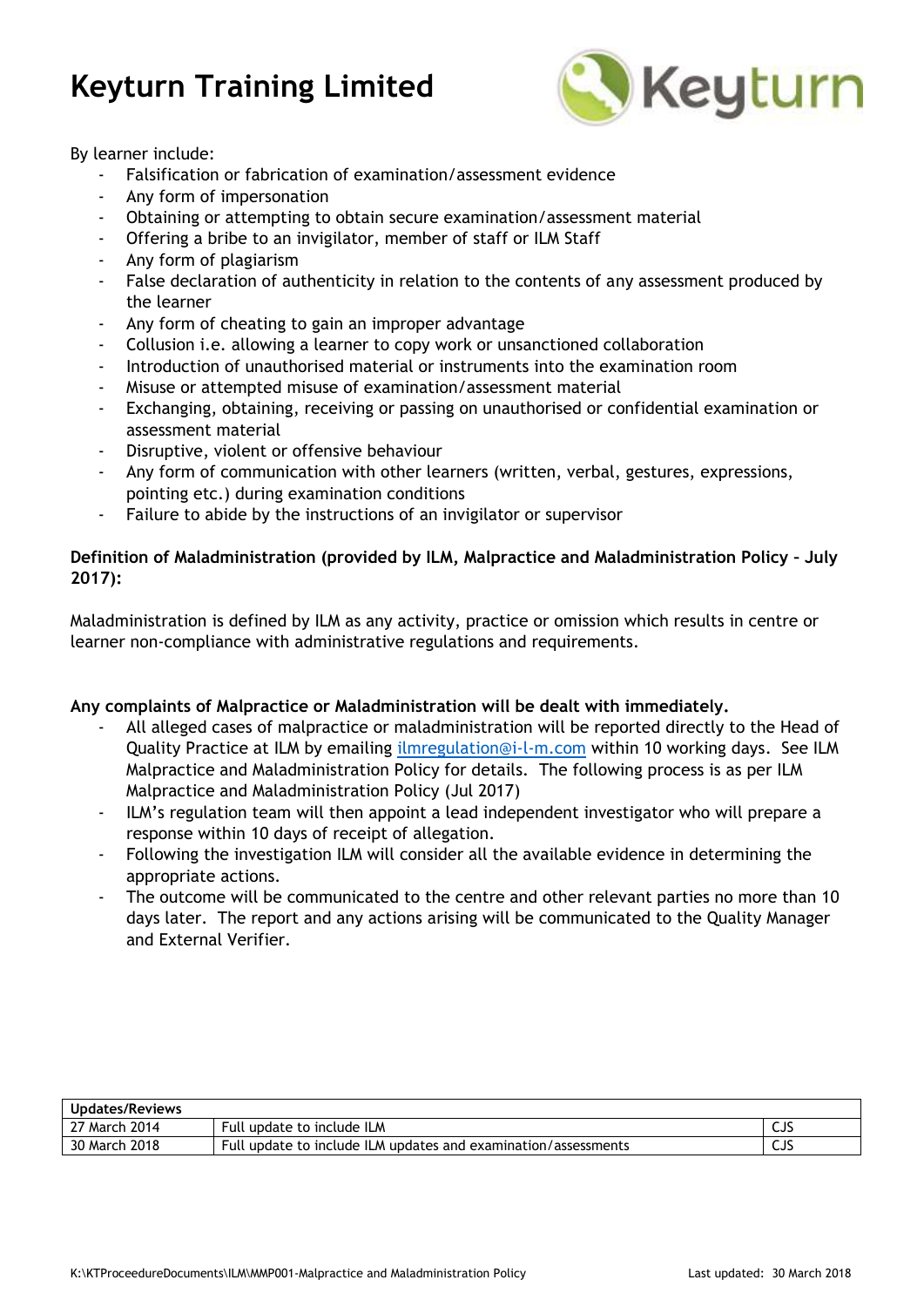By learner include:

- Falsification or fabrication of examination/assessment evidence
- Any form of impersonation
- Obtaining or attempting to obtain secure examination/assessment material
- Offering a bribe to an invigilator, member of staff or ILM Staff
- Any form of plagiarism
- False declaration of authenticity in relation to the contents of any assessment produced by the learner
- Any form of cheating to gain an improper advantage
- Collusion i.e. allowing a learner to copy work or unsanctioned collaboration
- Introduction of unauthorised material or instruments into the examination room
- Misuse or attempted misuse of examination/assessment material
- Exchanging, obtaining, receiving or passing on unauthorised or confidential examination or assessment material
- Disruptive, violent or offensive behaviour
- Any form of communication with other learners (written, verbal, gestures, expressions, pointing etc.) during examination conditions
- Failure to abide by the instructions of an invigilator or supervisor

**Definition of Maladministration (provided by ILM, Malpractice and Maladministration Policy – July 2017):**

Maladministration is defined by ILM as any activity, practice or omission which results in centre or learner non-compliance with administrative regulations and requirements.

**Any complaints of Malpractice or Maladministration will be dealt with immediately.**

- All alleged cases of malpractice or maladministration will be reported directly to the Head of Quality Practice at ILM by emailing ilmregulation@i-l-m.com within 10 working days. See ILM Malpractice and Maladministration Policy for details. The following process is as per ILM Malpractice and Maladministration Policy (Jul 2017)
- ILM's regulation team will then appoint a lead independent investigator who will prepare a response within 10 days of receipt of allegation.
- Following the investigation ILM will consider all the available evidence in determining the appropriate actions.
- The outcome will be communicated to the centre and other relevant parties no more than 10 days later. The report and any actions arising will be communicated to the Quality Manager and External Verifier.

| **Updates/Reviews** | | |
|---|---|---|
| 27 March 2014 | Full update to include ILM | CJS |
| 30 March 2018 | Full update to include ILM updates and examination/assessments | CJS |